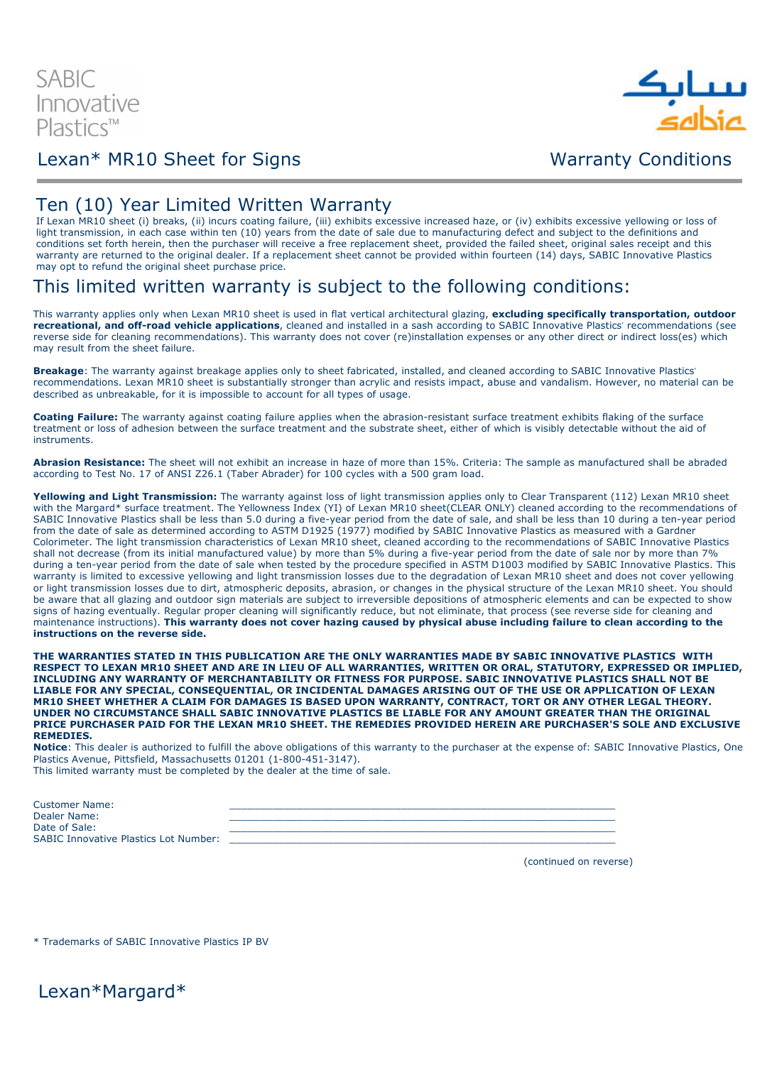SABIC Innovative Plastics™

سابك
sabic

## Lexan* MR10 Sheet for Signs

Warranty Conditions

# Ten (10) Year Limited Written Warranty

If Lexan MR10 sheet (i) breaks, (ii) incurs coating failure, (iii) exhibits excessive increased haze, or (iv) exhibits excessive yellowing or loss of light transmission, in each case within ten (10) years from the date of sale due to manufacturing defect and subject to the definitions and conditions set forth herein, then the purchaser will receive a free replacement sheet, provided the failed sheet, original sales receipt and this warranty are returned to the original dealer. If a replacement sheet cannot be provided within fourteen (14) days, SABIC Innovative Plastics may opt to refund the original sheet purchase price.

# This limited written warranty is subject to the following conditions:

This warranty applies only when Lexan MR10 sheet is used in flat vertical architectural glazing, **excluding specifically transportation, outdoor recreational, and off-road vehicle applications**, cleaned and installed in a sash according to SABIC Innovative Plastics' recommendations (see reverse side for cleaning recommendations). This warranty does not cover (re)installation expenses or any other direct or indirect loss(es) which may result from the sheet failure.

**Breakage**: The warranty against breakage applies only to sheet fabricated, installed, and cleaned according to SABIC Innovative Plastics' recommendations. Lexan MR10 sheet is substantially stronger than acrylic and resists impact, abuse and vandalism. However, no material can be described as unbreakable, for it is impossible to account for all types of usage.

**Coating Failure:** The warranty against coating failure applies when the abrasion-resistant surface treatment exhibits flaking of the surface treatment or loss of adhesion between the surface treatment and the substrate sheet, either of which is visibly detectable without the aid of instruments.

**Abrasion Resistance:** The sheet will not exhibit an increase in haze of more than 15%. Criteria: The sample as manufactured shall be abraded according to Test No. 17 of ANSI Z26.1 (Taber Abrader) for 100 cycles with a 500 gram load.

**Yellowing and Light Transmission:** The warranty against loss of light transmission applies only to Clear Transparent (112) Lexan MR10 sheet with the Margard* surface treatment. The Yellowness Index (YI) of Lexan MR10 sheet(CLEAR ONLY) cleaned according to the recommendations of SABIC Innovative Plastics shall be less than 5.0 during a five-year period from the date of sale, and shall be less than 10 during a ten-year period from the date of sale as determined according to ASTM D1925 (1977) modified by SABIC Innovative Plastics as measured with a Gardner Colorimeter. The light transmission characteristics of Lexan MR10 sheet, cleaned according to the recommendations of SABIC Innovative Plastics shall not decrease (from its initial manufactured value) by more than 5% during a five-year period from the date of sale nor by more than 7% during a ten-year period from the date of sale when tested by the procedure specified in ASTM D1003 modified by SABIC Innovative Plastics. This warranty is limited to excessive yellowing and light transmission losses due to the degradation of Lexan MR10 sheet and does not cover yellowing or light transmission losses due to dirt, atmospheric deposits, abrasion, or changes in the physical structure of the Lexan MR10 sheet. You should be aware that all glazing and outdoor sign materials are subject to irreversible depositions of atmospheric elements and can be expected to show signs of hazing eventually. Regular proper cleaning will significantly reduce, but not eliminate, that process (see reverse side for cleaning and maintenance instructions). **This warranty does not cover hazing caused by physical abuse including failure to clean according to the instructions on the reverse side.**

**THE WARRANTIES STATED IN THIS PUBLICATION ARE THE ONLY WARRANTIES MADE BY SABIC INNOVATIVE PLASTICS WITH RESPECT TO LEXAN MR10 SHEET AND ARE IN LIEU OF ALL WARRANTIES, WRITTEN OR ORAL, STATUTORY, EXPRESSED OR IMPLIED, INCLUDING ANY WARRANTY OF MERCHANTABILITY OR FITNESS FOR PURPOSE. SABIC INNOVATIVE PLASTICS SHALL NOT BE LIABLE FOR ANY SPECIAL, CONSEQUENTIAL, OR INCIDENTAL DAMAGES ARISING OUT OF THE USE OR APPLICATION OF LEXAN MR10 SHEET WHETHER A CLAIM FOR DAMAGES IS BASED UPON WARRANTY, CONTRACT, TORT OR ANY OTHER LEGAL THEORY. UNDER NO CIRCUMSTANCE SHALL SABIC INNOVATIVE PLASTICS BE LIABLE FOR ANY AMOUNT GREATER THAN THE ORIGINAL PRICE PURCHASER PAID FOR THE LEXAN MR10 SHEET. THE REMEDIES PROVIDED HEREIN ARE PURCHASER'S SOLE AND EXCLUSIVE REMEDIES.**

**Notice**: This dealer is authorized to fulfill the above obligations of this warranty to the purchaser at the expense of: SABIC Innovative Plastics, One Plastics Avenue, Pittsfield, Massachusetts 01201 (1-800-451-3147).
This limited warranty must be completed by the dealer at the time of sale.

Customer Name: ____________________________________________
Dealer Name: ____________________________________________
Date of Sale: ____________________________________________
SABIC Innovative Plastics Lot Number: ____________________________________________

(continued on reverse)

\* Trademarks of SABIC Innovative Plastics IP BV

Lexan*Margard*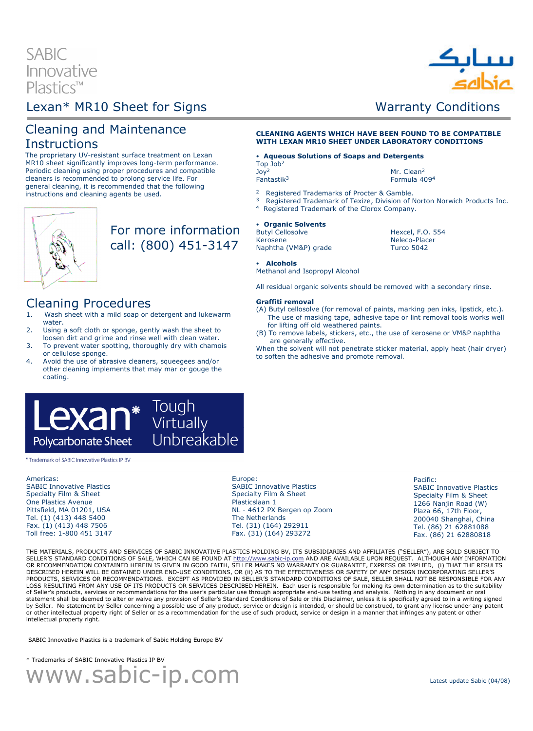SABIC Innovative Plastics™

# Lexan* MR10 Sheet for Signs

Warranty Conditions

## Cleaning and Maintenance Instructions

The proprietary UV-resistant surface treatment on Lexan MR10 sheet significantly improves long-term performance. Periodic cleaning using proper procedures and compatible cleaners is recommended to prolong service life. For general cleaning, it is recommended that the following instructions and cleaning agents be used.

For more information call: (800) 451-3147

## Cleaning Procedures

1. Wash sheet with a mild soap or detergent and lukewarm water.
2. Using a soft cloth or sponge, gently wash the sheet to loosen dirt and grime and rinse well with clean water.
3. To prevent water spotting, thoroughly dry with chamois or cellulose sponge.
4. Avoid the use of abrasive cleaners, squeegees and/or other cleaning implements that may mar or gouge the coating.

**CLEANING AGENTS WHICH HAVE BEEN FOUND TO BE COMPATIBLE WITH LEXAN MR10 SHEET UNDER LABORATORY CONDITIONS**

- **Aqueous Solutions of Soaps and Detergents**

Top Job[2]
Joy[2]
Fantastik[3]
Mr. Clean[2]
Formula 409[4]

[2] Registered Trademarks of Procter & Gamble.
[3] Registered Trademark of Texize, Division of Norton Norwich Products Inc.
[4] Registered Trademark of the Clorox Company.

- **Organic Solvents**

Butyl Cellosolve
Kerosene
Naphtha (VM&P) grade
Hexcel, F.O. 554
Neleco-Placer
Turco 5042

- **Alcohols**

Methanol and Isopropyl Alcohol

All residual organic solvents should be removed with a secondary rinse.

**Graffiti removal**

(A) Butyl cellosolve (for removal of paints, marking pen inks, lipstick, etc.). The use of masking tape, adhesive tape or lint removal tools works well for lifting off old weathered paints.

(B) To remove labels, stickers, etc., the use of kerosene or VM&P naphtha are generally effective.

When the solvent will not penetrate sticker material, apply heat (hair dryer) to soften the adhesive and promote removal.

Lexan* Polycarbonate Sheet — Tough Virtually Unbreakable

* Trademark of SABIC Innovative Plastics IP BV

Americas:
SABIC Innovative Plastics
Specialty Film & Sheet
One Plastics Avenue
Pittsfield, MA 01201, USA
Tel. (1) (413) 448 5400
Fax. (1) (413) 448 7506
Toll free: 1-800 451 3147

Europe:
SABIC Innovative Plastics
Specialty Film & Sheet
Plasticslaan 1
NL - 4612 PX Bergen op Zoom
The Netherlands
Tel. (31) (164) 292911
Fax. (31) (164) 293272

Pacific:
SABIC Innovative Plastics
Specialty Film & Sheet
1266 Nanjin Road (W)
Plaza 66, 17th Floor,
200040 Shanghai, China
Tel. (86) 21 62881088
Fax. (86) 21 62880818

THE MATERIALS, PRODUCTS AND SERVICES OF SABIC INNOVATIVE PLASTICS HOLDING BV, ITS SUBSIDIARIES AND AFFILIATES ("SELLER"), ARE SOLD SUBJECT TO SELLER'S STANDARD CONDITIONS OF SALE, WHICH CAN BE FOUND AT http://www.sabic-ip.com AND ARE AVAILABLE UPON REQUEST. ALTHOUGH ANY INFORMATION OR RECOMMENDATION CONTAINED HEREIN IS GIVEN IN GOOD FAITH, SELLER MAKES NO WARRANTY OR GUARANTEE, EXPRESS OR IMPLIED, (i) THAT THE RESULTS DESCRIBED HEREIN WILL BE OBTAINED UNDER END-USE CONDITIONS, OR (ii) AS TO THE EFFECTIVENESS OR SAFETY OF ANY DESIGN INCORPORATING SELLER'S PRODUCTS, SERVICES OR RECOMMENDATIONS. EXCEPT AS PROVIDED IN SELLER'S STANDARD CONDITIONS OF SALE, SELLER SHALL NOT BE RESPONSIBLE FOR ANY LOSS RESULTING FROM ANY USE OF ITS PRODUCTS OR SERVICES DESCRIBED HEREIN. Each user is responsible for making its own determination as to the suitability of Seller's products, services or recommendations for the user's particular use through appropriate end-use testing and analysis. Nothing in any document or oral statement shall be deemed to alter or waive any provision of Seller's Standard Conditions of Sale or this Disclaimer, unless it is specifically agreed to in a writing signed by Seller. No statement by Seller concerning a possible use of any product, service or design is intended, or should be construed, to grant any license under any patent or other intellectual property right of Seller or as a recommendation for the use of such product, service or design in a manner that infringes any patent or other intellectual property right.

SABIC Innovative Plastics is a trademark of Sabic Holding Europe BV

* Trademarks of SABIC Innovative Plastics IP BV

www.sabic-ip.com

Latest update Sabic (04/08)